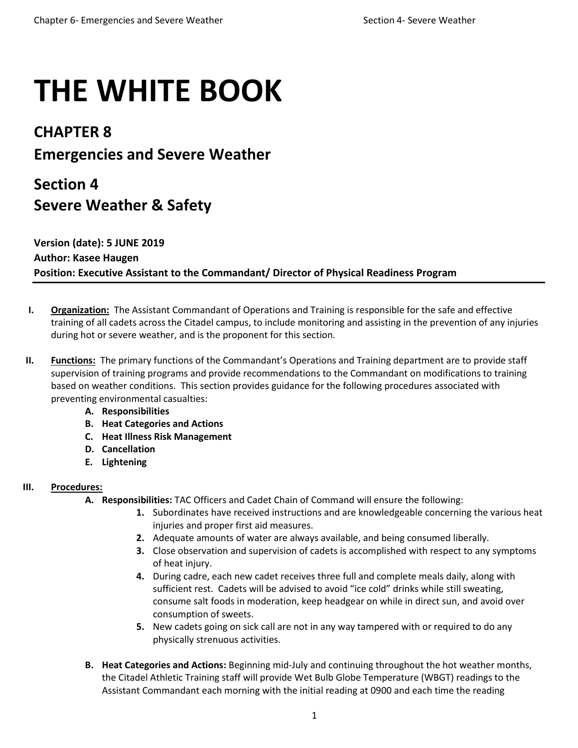# THE WHITE BOOK

## CHAPTER 8

## Emergencies and Severe Weather

## Section 4
## Severe Weather & Safety

**Version (date): 5 JUNE 2019**
**Author: Kasee Haugen**
**Position: Executive Assistant to the Commandant/ Director of Physical Readiness Program**

---

**I. Organization:** The Assistant Commandant of Operations and Training is responsible for the safe and effective training of all cadets across the Citadel campus, to include monitoring and assisting in the prevention of any injuries during hot or severe weather, and is the proponent for this section.

**II. Functions:** The primary functions of the Commandant's Operations and Training department are to provide staff supervision of training programs and provide recommendations to the Commandant on modifications to training based on weather conditions. This section provides guidance for the following procedures associated with preventing environmental casualties:

- **A. Responsibilities**
- **B. Heat Categories and Actions**
- **C. Heat Illness Risk Management**
- **D. Cancellation**
- **E. Lightening**

**III. Procedures:**

**A. Responsibilities:** TAC Officers and Cadet Chain of Command will ensure the following:

1. Subordinates have received instructions and are knowledgeable concerning the various heat injuries and proper first aid measures.
2. Adequate amounts of water are always available, and being consumed liberally.
3. Close observation and supervision of cadets is accomplished with respect to any symptoms of heat injury.
4. During cadre, each new cadet receives three full and complete meals daily, along with sufficient rest. Cadets will be advised to avoid "ice cold" drinks while still sweating, consume salt foods in moderation, keep headgear on while in direct sun, and avoid over consumption of sweets.
5. New cadets going on sick call are not in any way tampered with or required to do any physically strenuous activities.

**B. Heat Categories and Actions:** Beginning mid-July and continuing throughout the hot weather months, the Citadel Athletic Training staff will provide Wet Bulb Globe Temperature (WBGT) readings to the Assistant Commandant each morning with the initial reading at 0900 and each time the reading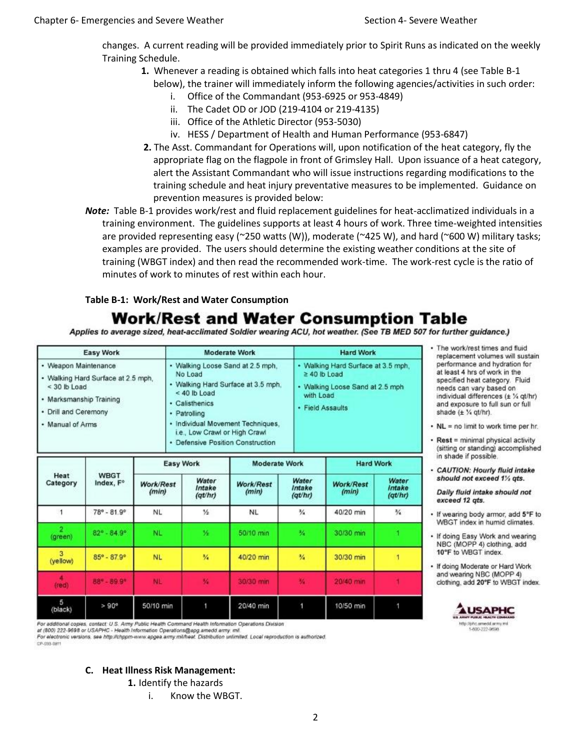changes. A current reading will be provided immediately prior to Spirit Runs as indicated on the weekly Training Schedule.

1. Whenever a reading is obtained which falls into heat categories 1 thru 4 (see Table B-1 below), the trainer will immediately inform the following agencies/activities in such order:
   i. Office of the Commandant (953-6925 or 953-4849)
   ii. The Cadet OD or JOD (219-4104 or 219-4135)
   iii. Office of the Athletic Director (953-5030)
   iv. HESS / Department of Health and Human Performance (953-6847)
2. The Asst. Commandant for Operations will, upon notification of the heat category, fly the appropriate flag on the flagpole in front of Grimsley Hall. Upon issuance of a heat category, alert the Assistant Commandant who will issue instructions regarding modifications to the training schedule and heat injury preventative measures to be implemented. Guidance on prevention measures is provided below:

***Note:*** Table B-1 provides work/rest and fluid replacement guidelines for heat-acclimatized individuals in a training environment. The guidelines supports at least 4 hours of work. Three time-weighted intensities are provided representing easy (~250 watts (W)), moderate (~425 W), and hard (~600 W) military tasks; examples are provided. The users should determine the existing weather conditions at the site of training (WBGT index) and then read the recommended work-time. The work-rest cycle is the ratio of minutes of work to minutes of rest within each hour.

**Table B-1: Work/Rest and Water Consumption**

## Work/Rest and Water Consumption Table

***Applies to average sized, heat-acclimated Soldier wearing ACU, hot weather. (See TB MED 507 for further guidance.)***

| Easy Work | Moderate Work | Hard Work |
|---|---|---|
| • Weapon Maintenance<br>• Walking Hard Surface at 2.5 mph, < 30 lb Load<br>• Marksmanship Training<br>• Drill and Ceremony<br>• Manual of Arms | • Walking Loose Sand at 2.5 mph, No Load<br>• Walking Hard Surface at 3.5 mph, < 40 lb Load<br>• Calisthenics<br>• Patrolling<br>• Individual Movement Techniques, i.e., Low Crawl or High Crawl<br>• Defensive Position Construction | • Walking Hard Surface at 3.5 mph, ≥ 40 lb Load<br>• Walking Loose Sand at 2.5 mph with Load<br>• Field Assaults |

| Heat Category | WBGT Index, F° | Easy Work | | Moderate Work | | Hard Work | |
|---|---|---|---|---|---|---|---|
| | | *Work/Rest (min)* | *Water Intake (qt/hr)* | *Work/Rest (min)* | *Water Intake (qt/hr)* | *Work/Rest (min)* | *Water Intake (qt/hr)* |
| 1 | 78° - 81.9° | NL | ½ | NL | ¾ | 40/20 min | ¾ |
| 2 (green) | 82° - 84.9° | NL | ½ | 50/10 min | ¾ | 30/30 min | 1 |
| 3 (yellow) | 85° - 87.9° | NL | ¾ | 40/20 min | ¾ | 30/30 min | 1 |
| 4 (red) | 88° - 89.9° | NL | ¾ | 30/30 min | ¾ | 20/40 min | 1 |
| 5 (black) | > 90° | 50/10 min | 1 | 20/40 min | 1 | 10/50 min | 1 |

- The work/rest times and fluid replacement volumes will sustain performance and hydration for at least 4 hrs of work in the specified heat category. Fluid needs can vary based on individual differences (± ¼ qt/hr) and exposure to full sun or full shade (± ¼ qt/hr).
- **NL** = no limit to work time per hr.
- **Rest** = minimal physical activity (sitting or standing) accomplished in shade if possible.
- ***CAUTION: Hourly fluid intake should not exceed 1½ qts.***

  ***Daily fluid intake should not exceed 12 qts.***
- If wearing body armor, add **5°F** to WBGT index in humid climates.
- If doing Easy Work and wearing NBC (MOPP 4) clothing, add **10°F** to WBGT index.
- If doing Moderate or Hard Work and wearing NBC (MOPP 4) clothing, add **20°F** to WBGT index.

USAPHC – U.S. Army Public Health Command – http://phc.amedd.army.mil – 1-800-222-9698

*For additional copies, contact: U.S. Army Public Health Command Health Information Operations Division at (800) 222-9698 or USAPHC - Health Information Operations@apg.amedd.army.mil.*
*For electronic versions, see http://chppm-www.apgea.army.mil/heat. Distribution unlimited. Local reproduction is authorized.*
CP-033-0811

**C. Heat Illness Risk Management:**

1. Identify the hazards
   i. Know the WBGT.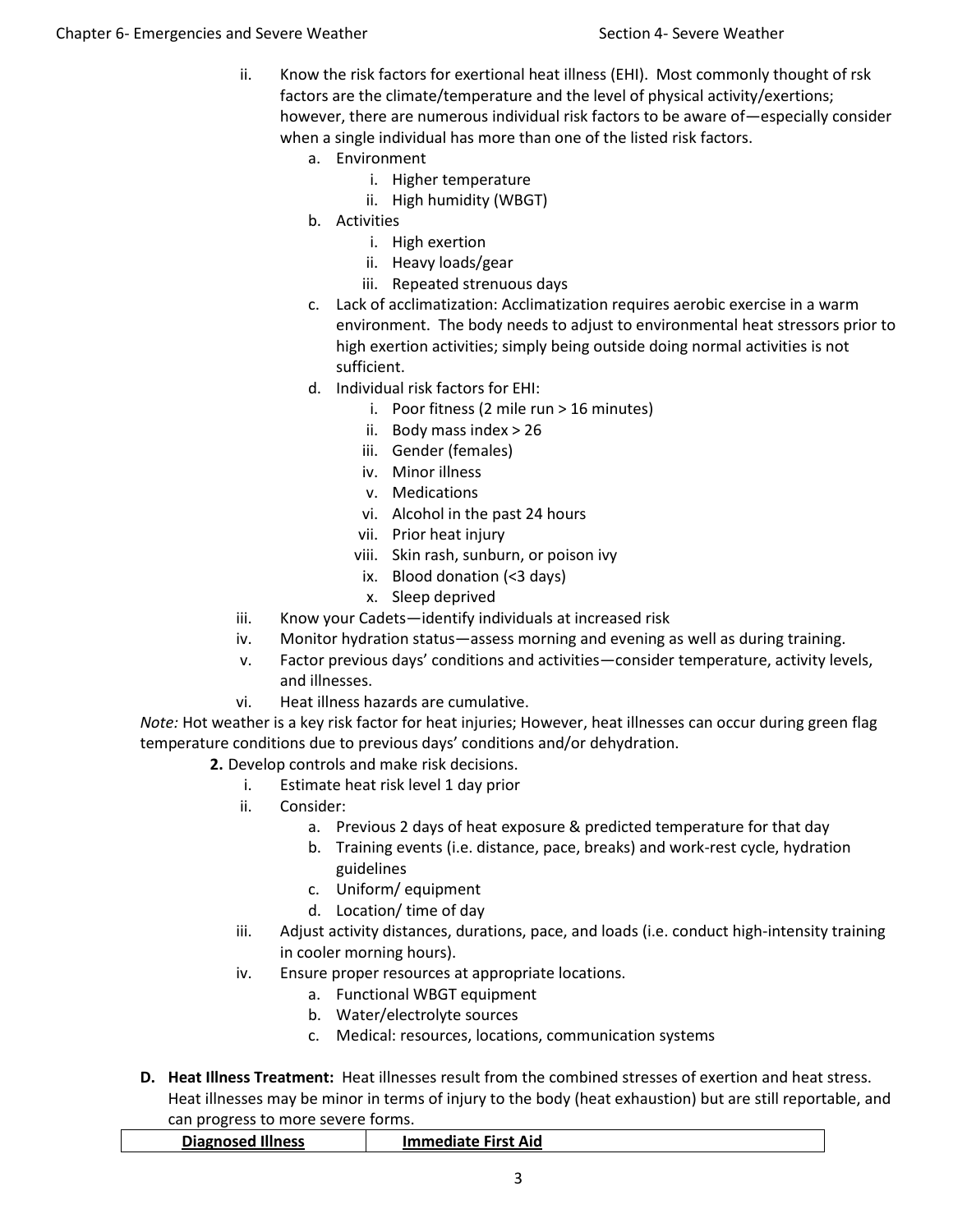ii. Know the risk factors for exertional heat illness (EHI). Most commonly thought of rsk factors are the climate/temperature and the level of physical activity/exertions; however, there are numerous individual risk factors to be aware of—especially consider when a single individual has more than one of the listed risk factors.
   a. Environment
      i. Higher temperature
      ii. High humidity (WBGT)
   b. Activities
      i. High exertion
      ii. Heavy loads/gear
      iii. Repeated strenuous days
   c. Lack of acclimatization: Acclimatization requires aerobic exercise in a warm environment. The body needs to adjust to environmental heat stressors prior to high exertion activities; simply being outside doing normal activities is not sufficient.
   d. Individual risk factors for EHI:
      i. Poor fitness (2 mile run > 16 minutes)
      ii. Body mass index > 26
      iii. Gender (females)
      iv. Minor illness
      v. Medications
      vi. Alcohol in the past 24 hours
      vii. Prior heat injury
      viii. Skin rash, sunburn, or poison ivy
      ix. Blood donation (<3 days)
      x. Sleep deprived

iii. Know your Cadets—identify individuals at increased risk

iv. Monitor hydration status—assess morning and evening as well as during training.

v. Factor previous days' conditions and activities—consider temperature, activity levels, and illnesses.

vi. Heat illness hazards are cumulative.

*Note:* Hot weather is a key risk factor for heat injuries; However, heat illnesses can occur during green flag temperature conditions due to previous days' conditions and/or dehydration.

**2.** Develop controls and make risk decisions.

i. Estimate heat risk level 1 day prior

ii. Consider:
   a. Previous 2 days of heat exposure & predicted temperature for that day
   b. Training events (i.e. distance, pace, breaks) and work-rest cycle, hydration guidelines
   c. Uniform/ equipment
   d. Location/ time of day

iii. Adjust activity distances, durations, pace, and loads (i.e. conduct high-intensity training in cooler morning hours).

iv. Ensure proper resources at appropriate locations.
   a. Functional WBGT equipment
   b. Water/electrolyte sources
   c. Medical: resources, locations, communication systems

**D. Heat Illness Treatment:** Heat illnesses result from the combined stresses of exertion and heat stress. Heat illnesses may be minor in terms of injury to the body (heat exhaustion) but are still reportable, and can progress to more severe forms.

| Diagnosed Illness | Immediate First Aid |
| --- | --- |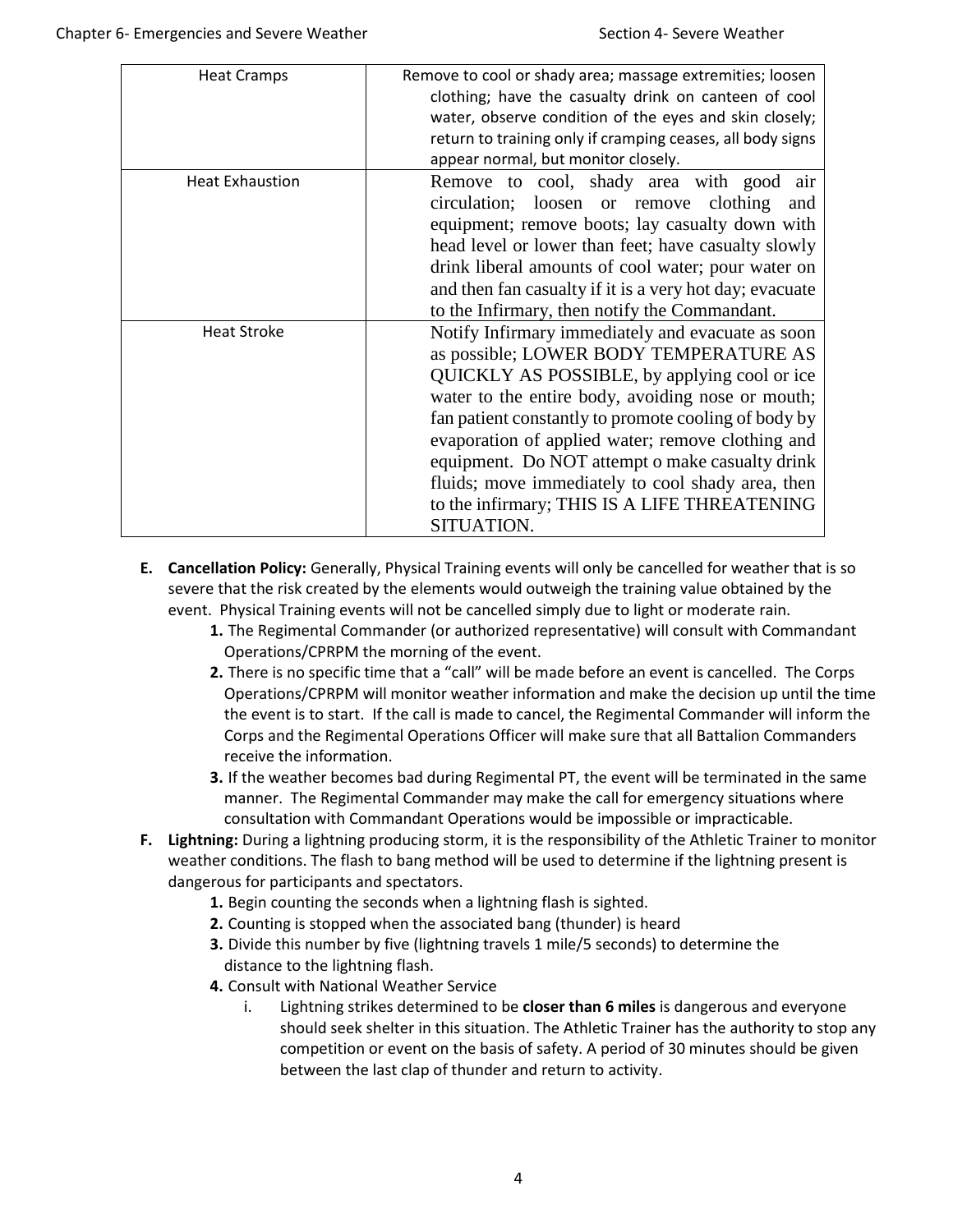| | |
|---|---|
| Heat Cramps | Remove to cool or shady area; massage extremities; loosen clothing; have the casualty drink on canteen of cool water, observe condition of the eyes and skin closely; return to training only if cramping ceases, all body signs appear normal, but monitor closely. |
| Heat Exhaustion | Remove to cool, shady area with good air circulation; loosen or remove clothing and equipment; remove boots; lay casualty down with head level or lower than feet; have casualty slowly drink liberal amounts of cool water; pour water on and then fan casualty if it is a very hot day; evacuate to the Infirmary, then notify the Commandant. |
| Heat Stroke | Notify Infirmary immediately and evacuate as soon as possible; LOWER BODY TEMPERATURE AS QUICKLY AS POSSIBLE, by applying cool or ice water to the entire body, avoiding nose or mouth; fan patient constantly to promote cooling of body by evaporation of applied water; remove clothing and equipment. Do NOT attempt o make casualty drink fluids; move immediately to cool shady area, then to the infirmary; THIS IS A LIFE THREATENING SITUATION. |

**E. Cancellation Policy:** Generally, Physical Training events will only be cancelled for weather that is so severe that the risk created by the elements would outweigh the training value obtained by the event. Physical Training events will not be cancelled simply due to light or moderate rain.

**1.** The Regimental Commander (or authorized representative) will consult with Commandant Operations/CPRPM the morning of the event.

**2.** There is no specific time that a "call" will be made before an event is cancelled. The Corps Operations/CPRPM will monitor weather information and make the decision up until the time the event is to start. If the call is made to cancel, the Regimental Commander will inform the Corps and the Regimental Operations Officer will make sure that all Battalion Commanders receive the information.

**3.** If the weather becomes bad during Regimental PT, the event will be terminated in the same manner. The Regimental Commander may make the call for emergency situations where consultation with Commandant Operations would be impossible or impracticable.

**F. Lightning:** During a lightning producing storm, it is the responsibility of the Athletic Trainer to monitor weather conditions. The flash to bang method will be used to determine if the lightning present is dangerous for participants and spectators.

**1.** Begin counting the seconds when a lightning flash is sighted.

**2.** Counting is stopped when the associated bang (thunder) is heard

**3.** Divide this number by five (lightning travels 1 mile/5 seconds) to determine the distance to the lightning flash.

**4.** Consult with National Weather Service

i. Lightning strikes determined to be **closer than 6 miles** is dangerous and everyone should seek shelter in this situation. The Athletic Trainer has the authority to stop any competition or event on the basis of safety. A period of 30 minutes should be given between the last clap of thunder and return to activity.